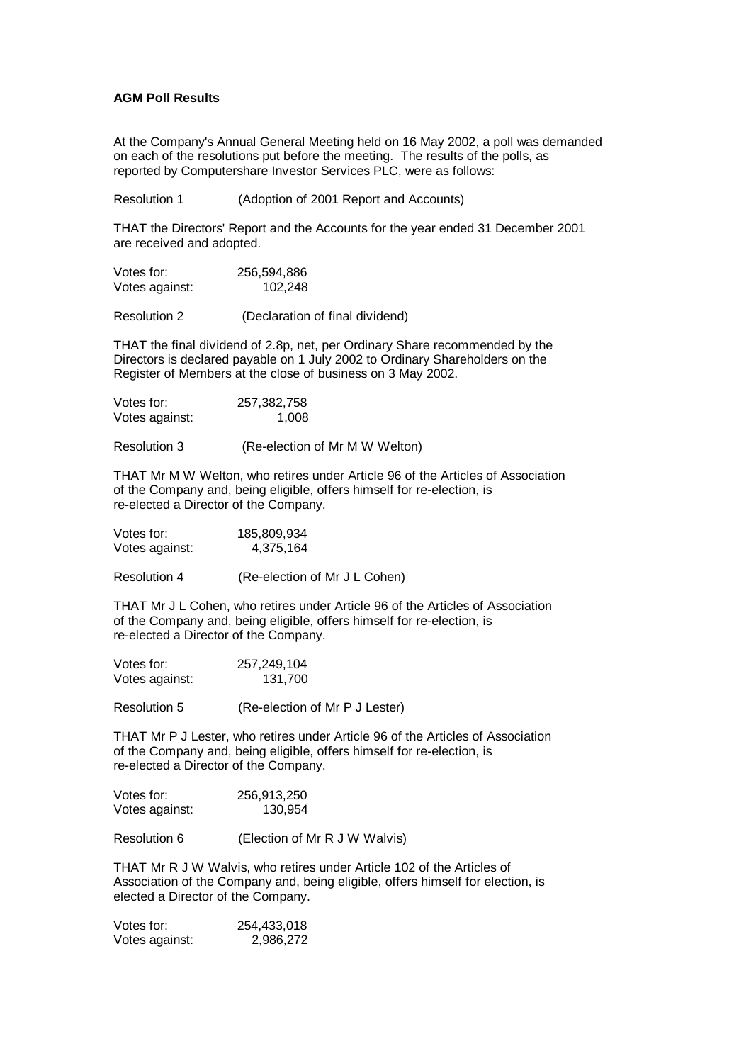**AGM Poll Results**

At the Company's Annual General Meeting held on 16 May 2002, a poll was demanded on each of the resolutions put before the meeting. The results of the polls, as reported by Computershare Investor Services PLC, were as follows:

Resolution 1 (Adoption of 2001 Report and Accounts)

THAT the Directors' Report and the Accounts for the year ended 31 December 2001 are received and adopted.

Votes for: 256,594,886
Votes against: 102,248

Resolution 2 (Declaration of final dividend)

THAT the final dividend of 2.8p, net, per Ordinary Share recommended by the Directors is declared payable on 1 July 2002 to Ordinary Shareholders on the Register of Members at the close of business on 3 May 2002.

Votes for: 257,382,758
Votes against: 1,008

Resolution 3 (Re-election of Mr M W Welton)

THAT Mr M W Welton, who retires under Article 96 of the Articles of Association of the Company and, being eligible, offers himself for re-election, is re-elected a Director of the Company.

Votes for: 185,809,934
Votes against: 4,375,164

Resolution 4 (Re-election of Mr J L Cohen)

THAT Mr J L Cohen, who retires under Article 96 of the Articles of Association of the Company and, being eligible, offers himself for re-election, is re-elected a Director of the Company.

Votes for: 257,249,104
Votes against: 131,700

Resolution 5 (Re-election of Mr P J Lester)

THAT Mr P J Lester, who retires under Article 96 of the Articles of Association of the Company and, being eligible, offers himself for re-election, is re-elected a Director of the Company.

Votes for: 256,913,250
Votes against: 130,954

Resolution 6 (Election of Mr R J W Walvis)

THAT Mr R J W Walvis, who retires under Article 102 of the Articles of Association of the Company and, being eligible, offers himself for election, is elected a Director of the Company.

Votes for: 254,433,018
Votes against: 2,986,272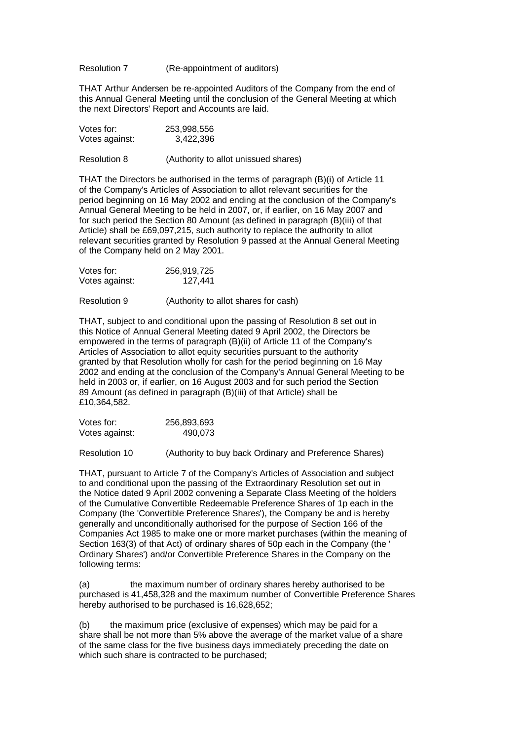Resolution 7 (Re-appointment of auditors)

THAT Arthur Andersen be re-appointed Auditors of the Company from the end of this Annual General Meeting until the conclusion of the General Meeting at which the next Directors' Report and Accounts are laid.

| Votes for: | 253,998,556 |
| --- | --- |
| Votes against: | 3,422,396 |

Resolution 8 (Authority to allot unissued shares)

THAT the Directors be authorised in the terms of paragraph (B)(i) of Article 11 of the Company's Articles of Association to allot relevant securities for the period beginning on 16 May 2002 and ending at the conclusion of the Company's Annual General Meeting to be held in 2007, or, if earlier, on 16 May 2007 and for such period the Section 80 Amount (as defined in paragraph (B)(iii) of that Article) shall be £69,097,215, such authority to replace the authority to allot relevant securities granted by Resolution 9 passed at the Annual General Meeting of the Company held on 2 May 2001.

| Votes for: | 256,919,725 |
| --- | --- |
| Votes against: | 127,441 |

Resolution 9 (Authority to allot shares for cash)

THAT, subject to and conditional upon the passing of Resolution 8 set out in this Notice of Annual General Meeting dated 9 April 2002, the Directors be empowered in the terms of paragraph (B)(ii) of Article 11 of the Company's Articles of Association to allot equity securities pursuant to the authority granted by that Resolution wholly for cash for the period beginning on 16 May 2002 and ending at the conclusion of the Company's Annual General Meeting to be held in 2003 or, if earlier, on 16 August 2003 and for such period the Section 89 Amount (as defined in paragraph (B)(iii) of that Article) shall be £10,364,582.

| Votes for: | 256,893,693 |
| --- | --- |
| Votes against: | 490,073 |

Resolution 10 (Authority to buy back Ordinary and Preference Shares)

THAT, pursuant to Article 7 of the Company's Articles of Association and subject to and conditional upon the passing of the Extraordinary Resolution set out in the Notice dated 9 April 2002 convening a Separate Class Meeting of the holders of the Cumulative Convertible Redeemable Preference Shares of 1p each in the Company (the 'Convertible Preference Shares'), the Company be and is hereby generally and unconditionally authorised for the purpose of Section 166 of the Companies Act 1985 to make one or more market purchases (within the meaning of Section 163(3) of that Act) of ordinary shares of 50p each in the Company (the ' Ordinary Shares') and/or Convertible Preference Shares in the Company on the following terms:

(a) the maximum number of ordinary shares hereby authorised to be purchased is 41,458,328 and the maximum number of Convertible Preference Shares hereby authorised to be purchased is 16,628,652;

(b) the maximum price (exclusive of expenses) which may be paid for a share shall be not more than 5% above the average of the market value of a share of the same class for the five business days immediately preceding the date on which such share is contracted to be purchased;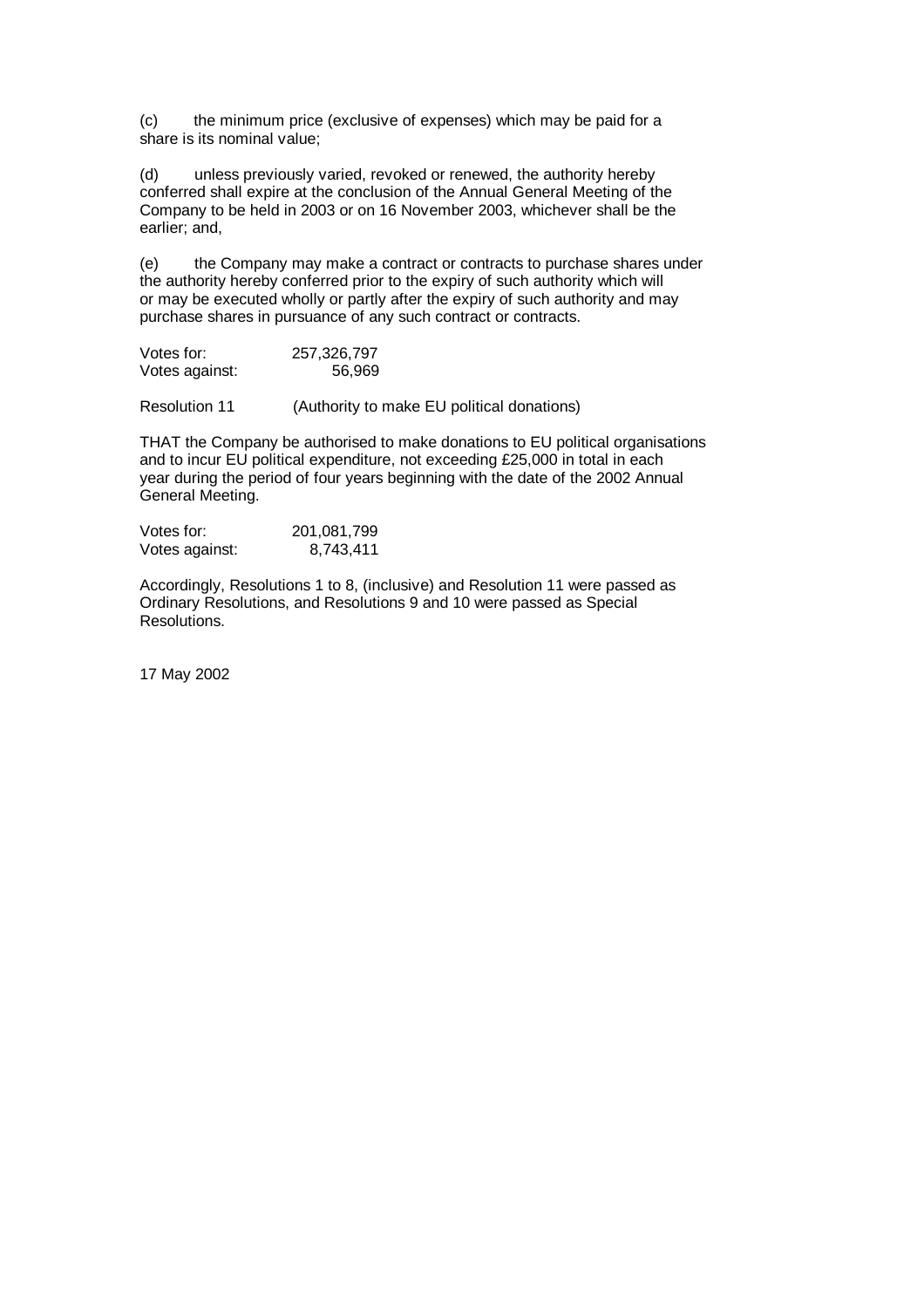(c) the minimum price (exclusive of expenses) which may be paid for a share is its nominal value;

(d) unless previously varied, revoked or renewed, the authority hereby conferred shall expire at the conclusion of the Annual General Meeting of the Company to be held in 2003 or on 16 November 2003, whichever shall be the earlier; and,

(e) the Company may make a contract or contracts to purchase shares under the authority hereby conferred prior to the expiry of such authority which will or may be executed wholly or partly after the expiry of such authority and may purchase shares in pursuance of any such contract or contracts.

| | |
|---|---|
| Votes for: | 257,326,797 |
| Votes against: | 56,969 |

Resolution 11 (Authority to make EU political donations)

THAT the Company be authorised to make donations to EU political organisations and to incur EU political expenditure, not exceeding £25,000 in total in each year during the period of four years beginning with the date of the 2002 Annual General Meeting.

| | |
|---|---|
| Votes for: | 201,081,799 |
| Votes against: | 8,743,411 |

Accordingly, Resolutions 1 to 8, (inclusive) and Resolution 11 were passed as Ordinary Resolutions, and Resolutions 9 and 10 were passed as Special Resolutions.

17 May 2002